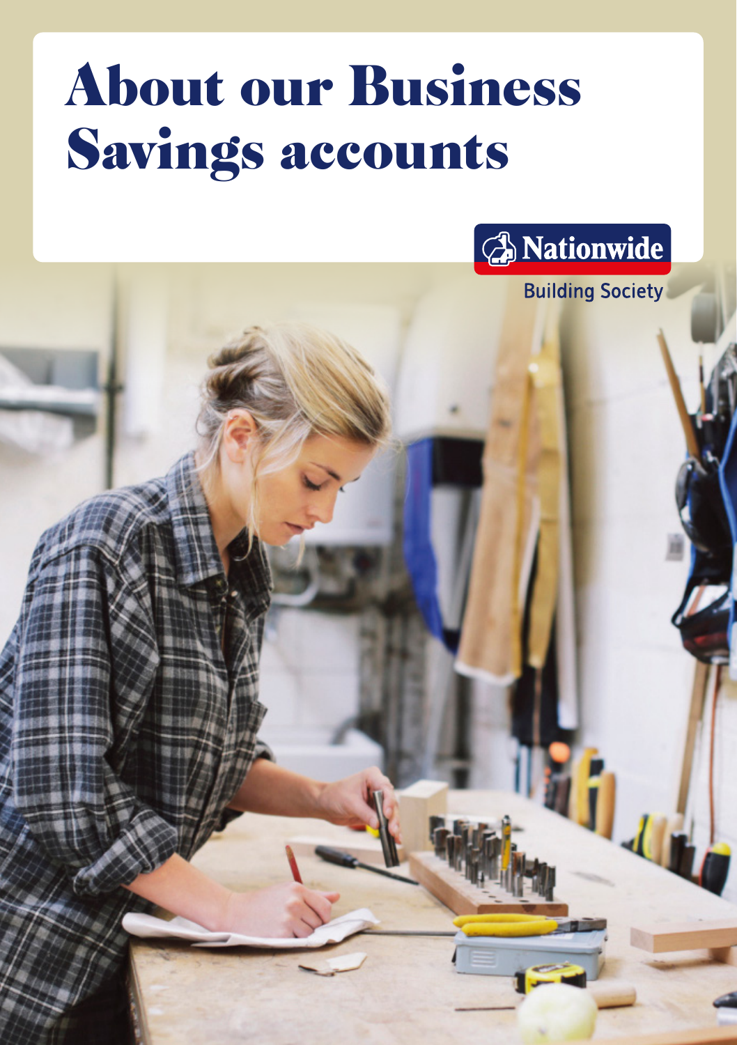# About our Business Savings accounts

Nationwide

Building Society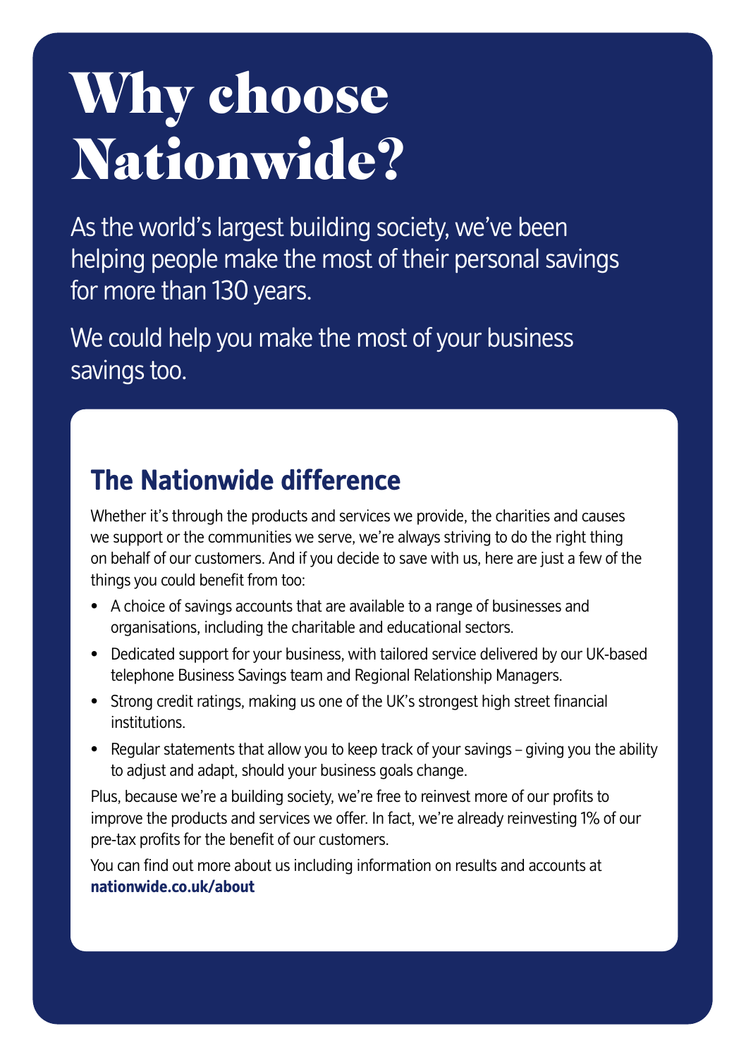# Why choose Nationwide?

As the world's largest building society, we've been helping people make the most of their personal savings for more than 130 years.

We could help you make the most of your business savings too.

## The Nationwide difference

Whether it's through the products and services we provide, the charities and causes we support or the communities we serve, we're always striving to do the right thing on behalf of our customers. And if you decide to save with us, here are just a few of the things you could benefit from too:

- A choice of savings accounts that are available to a range of businesses and organisations, including the charitable and educational sectors.
- Dedicated support for your business, with tailored service delivered by our UK-based telephone Business Savings team and Regional Relationship Managers.
- Strong credit ratings, making us one of the UK's strongest high street financial institutions.
- Regular statements that allow you to keep track of your savings – giving you the ability to adjust and adapt, should your business goals change.

Plus, because we're a building society, we're free to reinvest more of our profits to improve the products and services we offer. In fact, we're already reinvesting 1% of our pre-tax profits for the benefit of our customers.

You can find out more about us including information on results and accounts at **nationwide.co.uk/about**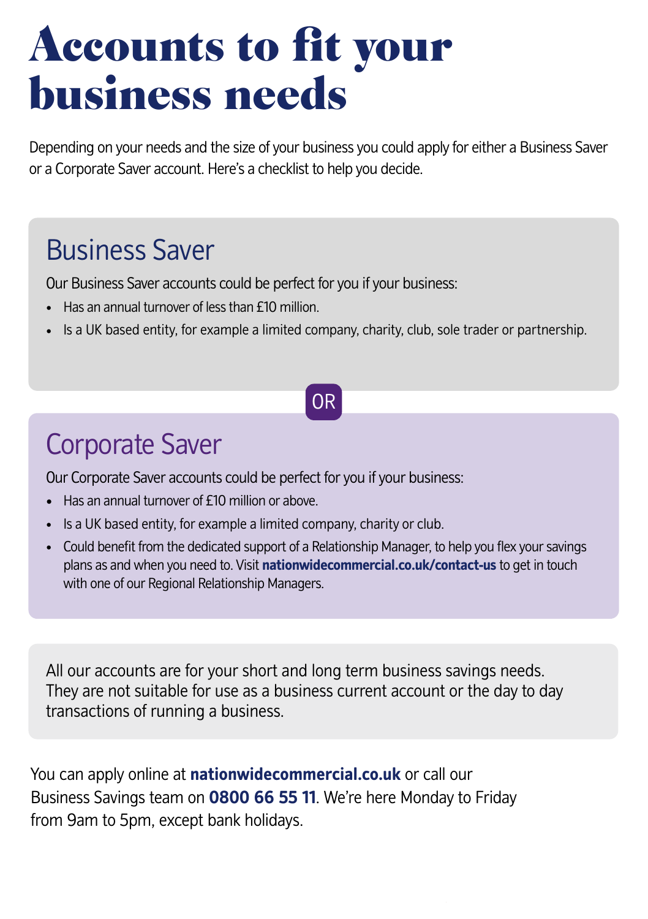# Accounts to fit your business needs

Depending on your needs and the size of your business you could apply for either a Business Saver or a Corporate Saver account. Here's a checklist to help you decide.

## Business Saver

Our Business Saver accounts could be perfect for you if your business:

- Has an annual turnover of less than £10 million.
- Is a UK based entity, for example a limited company, charity, club, sole trader or partnership.

OR

## Corporate Saver

Our Corporate Saver accounts could be perfect for you if your business:

- Has an annual turnover of £10 million or above.
- Is a UK based entity, for example a limited company, charity or club.
- Could benefit from the dedicated support of a Relationship Manager, to help you flex your savings plans as and when you need to. Visit **nationwidecommercial.co.uk/contact-us** to get in touch with one of our Regional Relationship Managers.

All our accounts are for your short and long term business savings needs. They are not suitable for use as a business current account or the day to day transactions of running a business.

You can apply online at **nationwidecommercial.co.uk** or call our Business Savings team on **0800 66 55 11**. We're here Monday to Friday from 9am to 5pm, except bank holidays.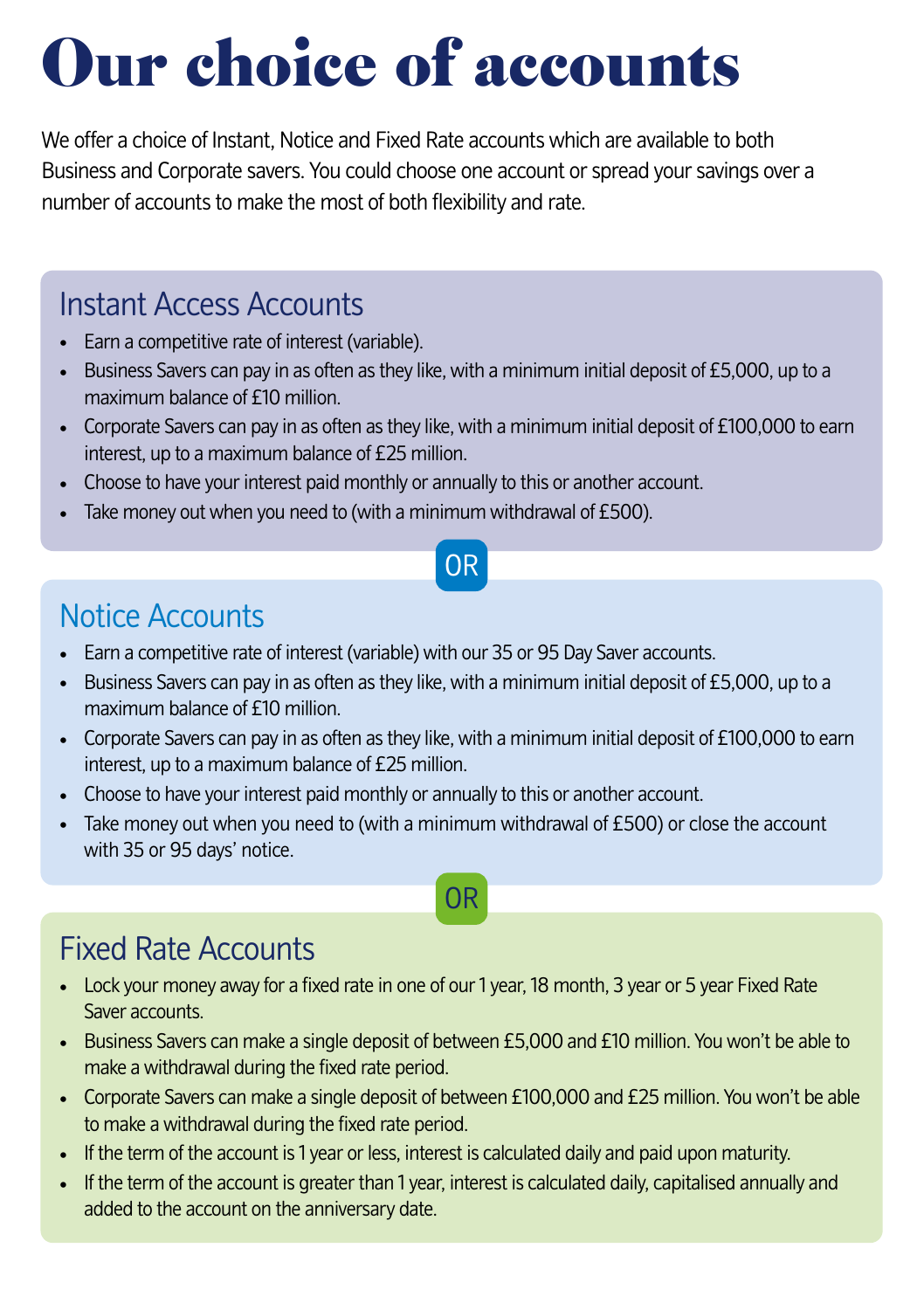# Our choice of accounts

We offer a choice of Instant, Notice and Fixed Rate accounts which are available to both Business and Corporate savers. You could choose one account or spread your savings over a number of accounts to make the most of both flexibility and rate.

## Instant Access Accounts

- Earn a competitive rate of interest (variable).
- Business Savers can pay in as often as they like, with a minimum initial deposit of £5,000, up to a maximum balance of £10 million.
- Corporate Savers can pay in as often as they like, with a minimum initial deposit of £100,000 to earn interest, up to a maximum balance of £25 million.
- Choose to have your interest paid monthly or annually to this or another account.
- Take money out when you need to (with a minimum withdrawal of £500).

OR

## Notice Accounts

- Earn a competitive rate of interest (variable) with our 35 or 95 Day Saver accounts.
- Business Savers can pay in as often as they like, with a minimum initial deposit of £5,000, up to a maximum balance of £10 million.
- Corporate Savers can pay in as often as they like, with a minimum initial deposit of £100,000 to earn interest, up to a maximum balance of £25 million.
- Choose to have your interest paid monthly or annually to this or another account.
- Take money out when you need to (with a minimum withdrawal of £500) or close the account with 35 or 95 days' notice.

OR

## Fixed Rate Accounts

- Lock your money away for a fixed rate in one of our 1 year, 18 month, 3 year or 5 year Fixed Rate Saver accounts.
- Business Savers can make a single deposit of between £5,000 and £10 million. You won't be able to make a withdrawal during the fixed rate period.
- Corporate Savers can make a single deposit of between £100,000 and £25 million. You won't be able to make a withdrawal during the fixed rate period.
- If the term of the account is 1 year or less, interest is calculated daily and paid upon maturity.
- If the term of the account is greater than 1 year, interest is calculated daily, capitalised annually and added to the account on the anniversary date.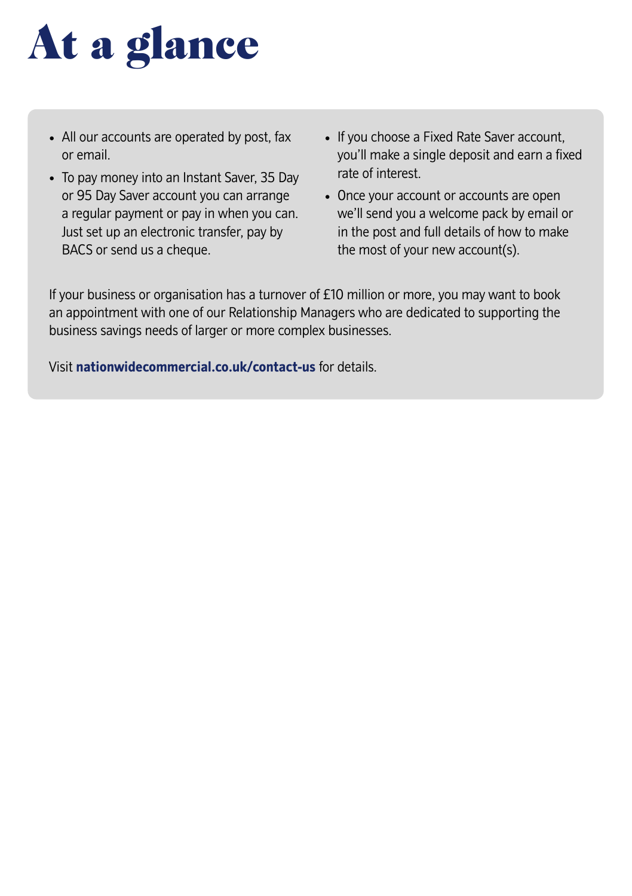# At a glance

- All our accounts are operated by post, fax or email.
- To pay money into an Instant Saver, 35 Day or 95 Day Saver account you can arrange a regular payment or pay in when you can. Just set up an electronic transfer, pay by BACS or send us a cheque.
- If you choose a Fixed Rate Saver account, you'll make a single deposit and earn a fixed rate of interest.
- Once your account or accounts are open we'll send you a welcome pack by email or in the post and full details of how to make the most of your new account(s).

If your business or organisation has a turnover of £10 million or more, you may want to book an appointment with one of our Relationship Managers who are dedicated to supporting the business savings needs of larger or more complex businesses.

Visit **nationwidecommercial.co.uk/contact-us** for details.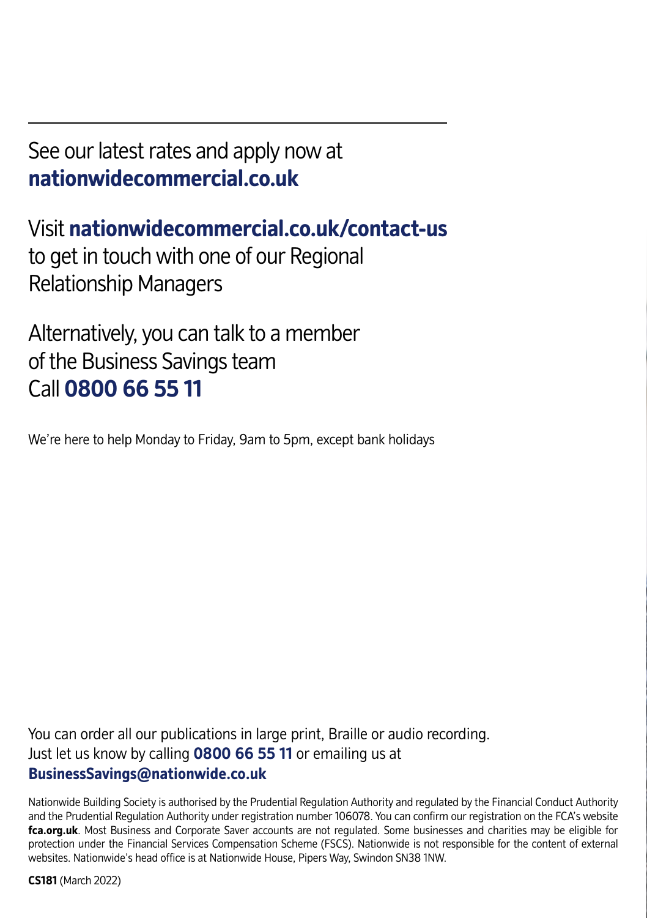See our latest rates and apply now at
**nationwidecommercial.co.uk**

Visit **nationwidecommercial.co.uk/contact-us** to get in touch with one of our Regional Relationship Managers

Alternatively, you can talk to a member of the Business Savings team
Call **0800 66 55 11**

We're here to help Monday to Friday, 9am to 5pm, except bank holidays

You can order all our publications in large print, Braille or audio recording. Just let us know by calling **0800 66 55 11** or emailing us at **BusinessSavings@nationwide.co.uk**

Nationwide Building Society is authorised by the Prudential Regulation Authority and regulated by the Financial Conduct Authority and the Prudential Regulation Authority under registration number 106078. You can confirm our registration on the FCA's website **fca.org.uk**. Most Business and Corporate Saver accounts are not regulated. Some businesses and charities may be eligible for protection under the Financial Services Compensation Scheme (FSCS). Nationwide is not responsible for the content of external websites. Nationwide's head office is at Nationwide House, Pipers Way, Swindon SN38 1NW.

**CS181** (March 2022)